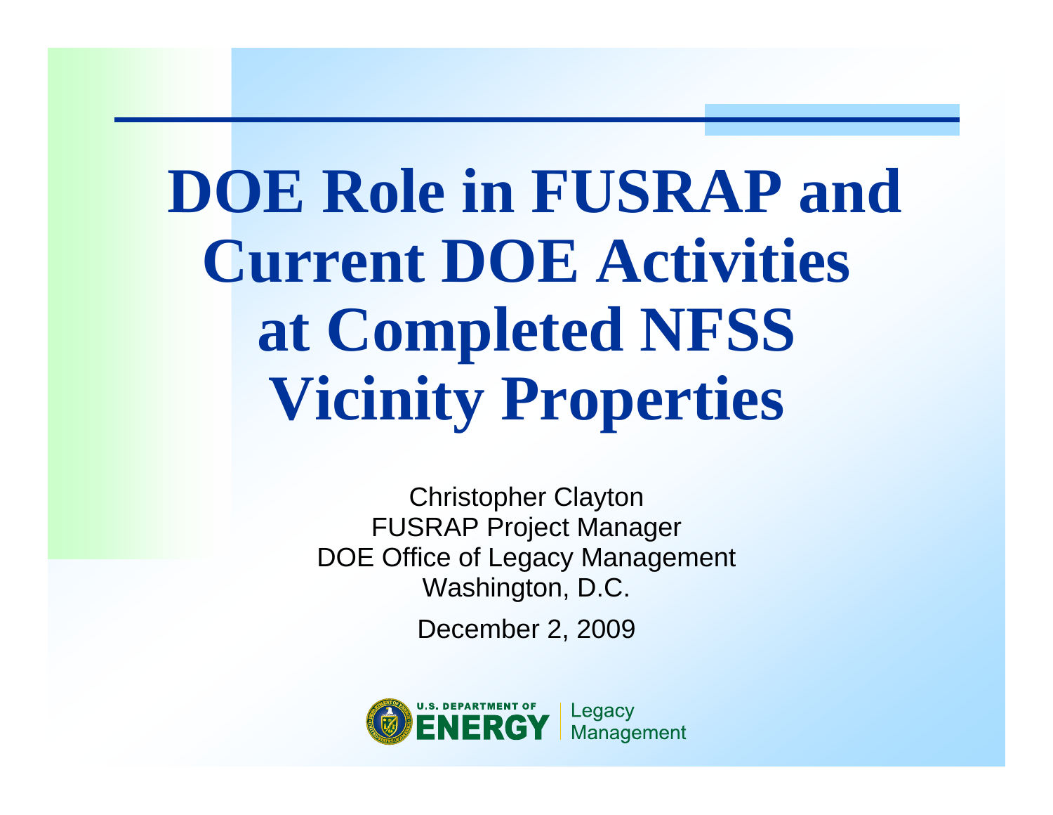# DOE Role in FUSRAP and Current DOE Activities at Completed NFSS Vicinity Properties

Christopher Clayton
FUSRAP Project Manager
DOE Office of Legacy Management
Washington, D.C.

December 2, 2009

U.S. DEPARTMENT OF ENERGY | Legacy Management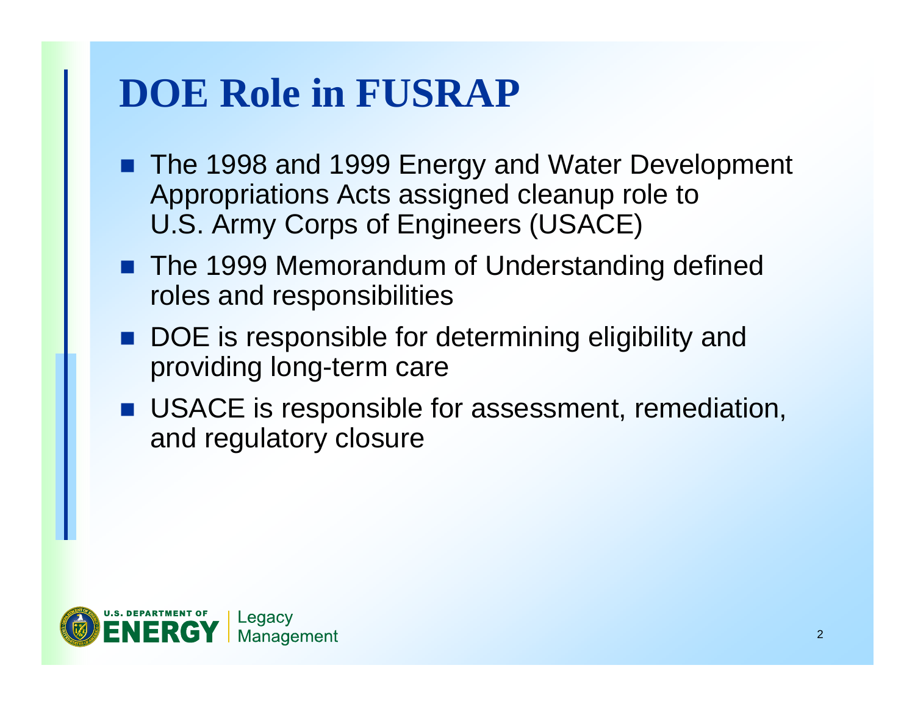# DOE Role in FUSRAP

- The 1998 and 1999 Energy and Water Development Appropriations Acts assigned cleanup role to U.S. Army Corps of Engineers (USACE)
- The 1999 Memorandum of Understanding defined roles and responsibilities
- DOE is responsible for determining eligibility and providing long-term care
- USACE is responsible for assessment, remediation, and regulatory closure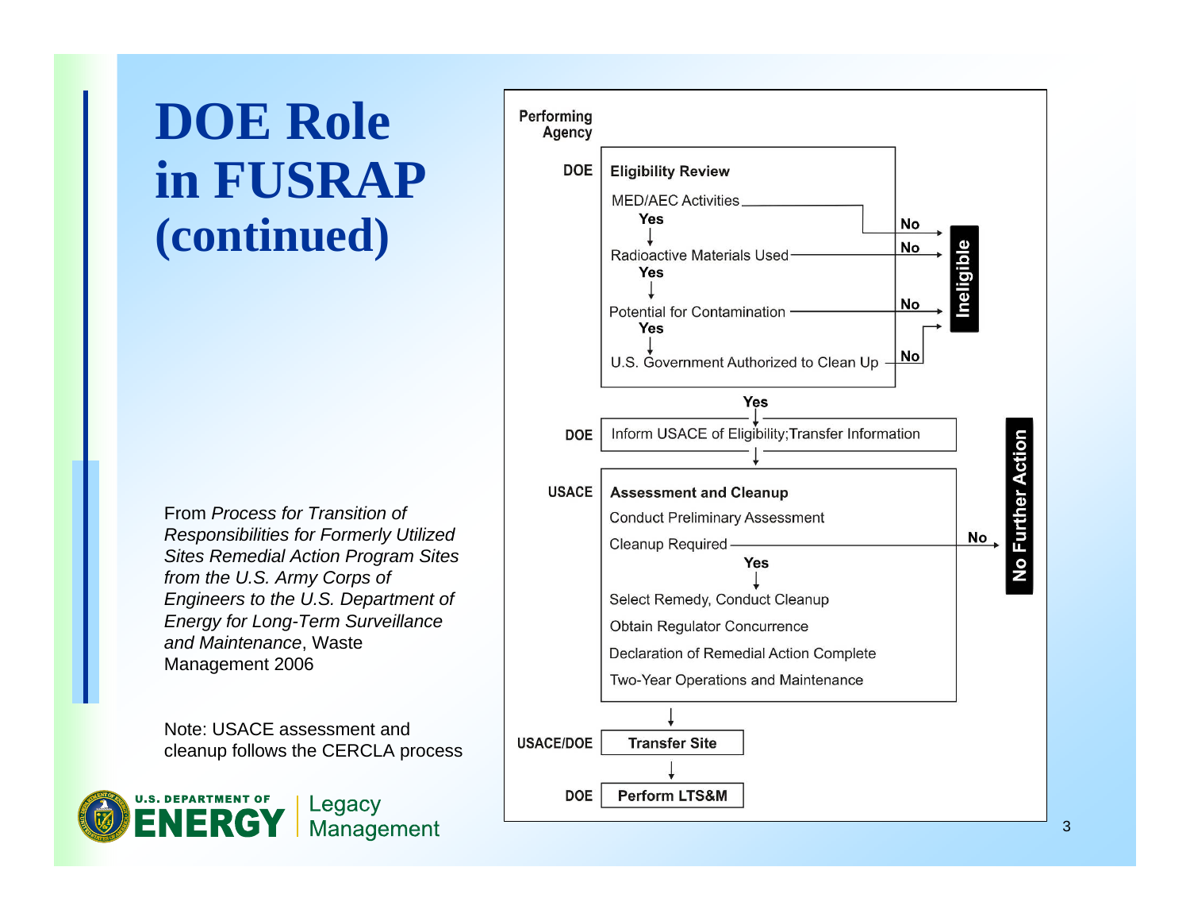# DOE Role in FUSRAP (continued)

| Performing Agency | Step |
|---|---|
| DOE | **Eligibility Review** |
| | MED/AEC Activities — No → Ineligible |
| | Yes ↓ |
| | Radioactive Materials Used — No → Ineligible |
| | Yes ↓ |
| | Potential for Contamination — No → Ineligible |
| | Yes ↓ |
| | U.S. Government Authorized to Clean Up — No → Ineligible |
| | Yes ↓ |
| DOE | Inform USACE of Eligibility;Transfer Information |
| | ↓ |
| USACE | **Assessment and Cleanup** |
| | Conduct Preliminary Assessment |
| | Cleanup Required — No → No Further Action |
| | Yes ↓ |
| | Select Remedy, Conduct Cleanup |
| | Obtain Regulator Concurrence |
| | Declaration of Remedial Action Complete |
| | Two-Year Operations and Maintenance |
| | ↓ |
| USACE/DOE | **Transfer Site** |
| | ↓ |
| DOE | **Perform LTS&M** |

From *Process for Transition of Responsibilities for Formerly Utilized Sites Remedial Action Program Sites from the U.S. Army Corps of Engineers to the U.S. Department of Energy for Long-Term Surveillance and Maintenance*, Waste Management 2006

Note: USACE assessment and cleanup follows the CERCLA process

U.S. DEPARTMENT OF ENERGY | Legacy Management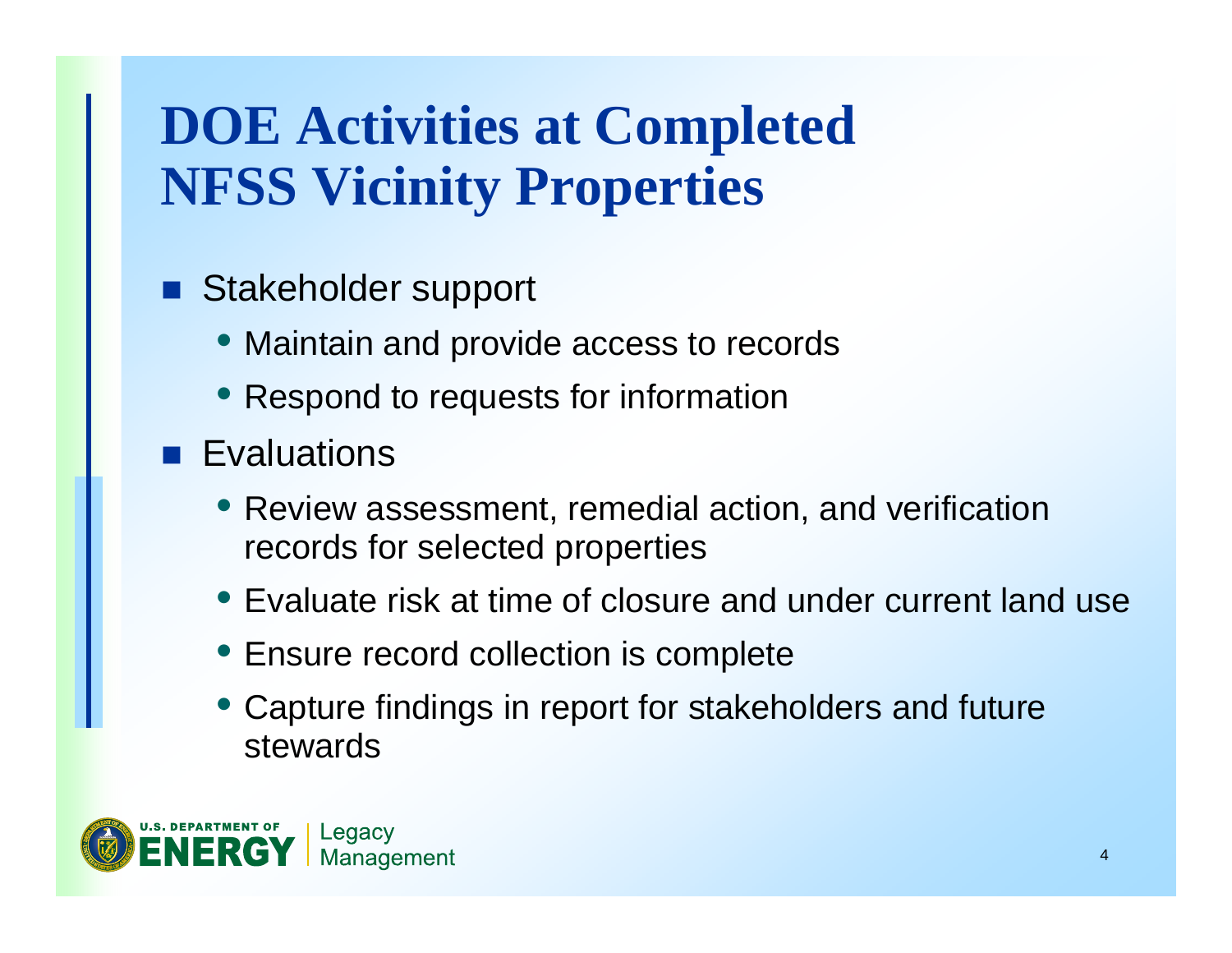# DOE Activities at Completed NFSS Vicinity Properties

- Stakeholder support
  - Maintain and provide access to records
  - Respond to requests for information
- Evaluations
  - Review assessment, remedial action, and verification records for selected properties
  - Evaluate risk at time of closure and under current land use
  - Ensure record collection is complete
  - Capture findings in report for stakeholders and future stewards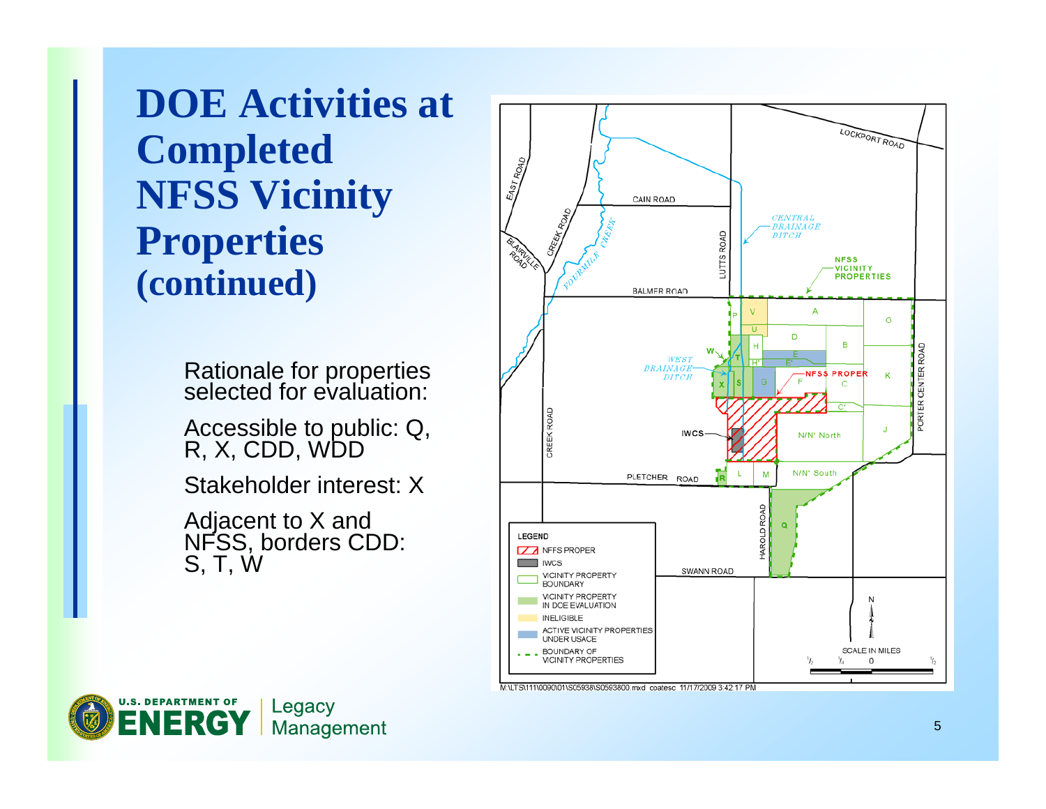# DOE Activities at Completed NFSS Vicinity Properties (continued)

Rationale for properties selected for evaluation:

Accessible to public: Q, R, X, CDD, WDD

Stakeholder interest: X

Adjacent to X and NFSS, borders CDD: S, T, W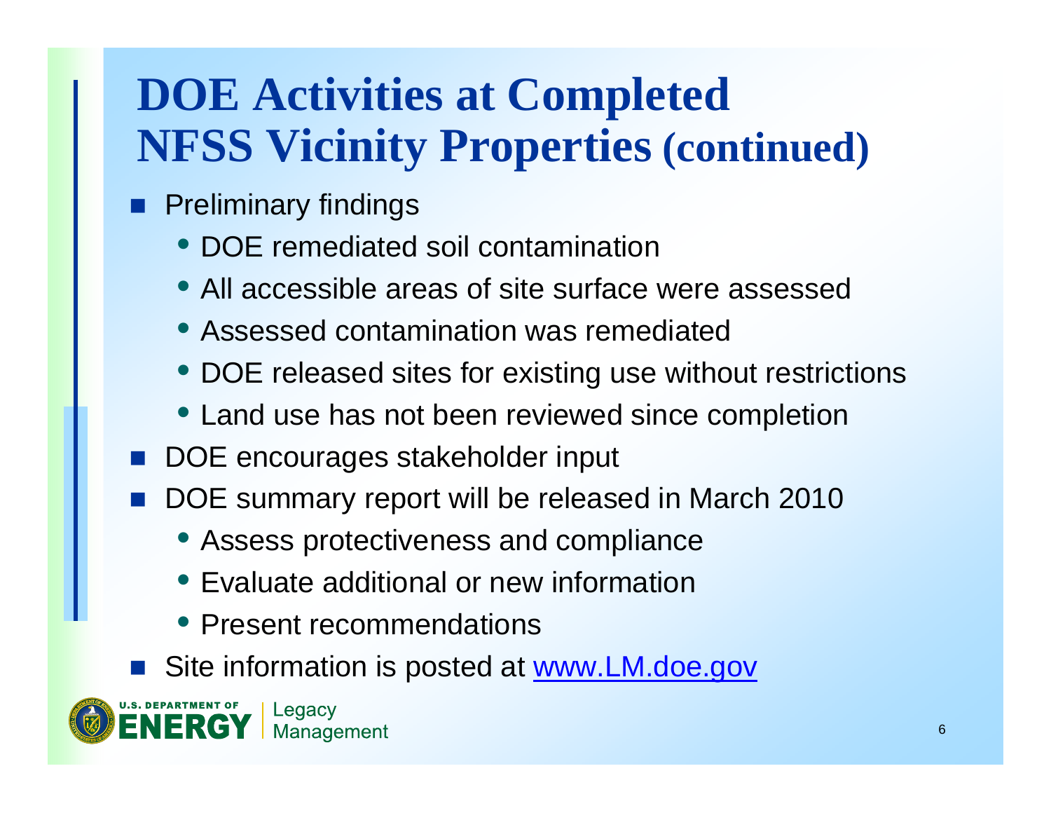# DOE Activities at Completed NFSS Vicinity Properties (continued)

- Preliminary findings
  - DOE remediated soil contamination
  - All accessible areas of site surface were assessed
  - Assessed contamination was remediated
  - DOE released sites for existing use without restrictions
  - Land use has not been reviewed since completion
- DOE encourages stakeholder input
- DOE summary report will be released in March 2010
  - Assess protectiveness and compliance
  - Evaluate additional or new information
  - Present recommendations
- Site information is posted at [www.LM.doe.gov](http://www.LM.doe.gov)

U.S. DEPARTMENT OF ENERGY | Legacy Management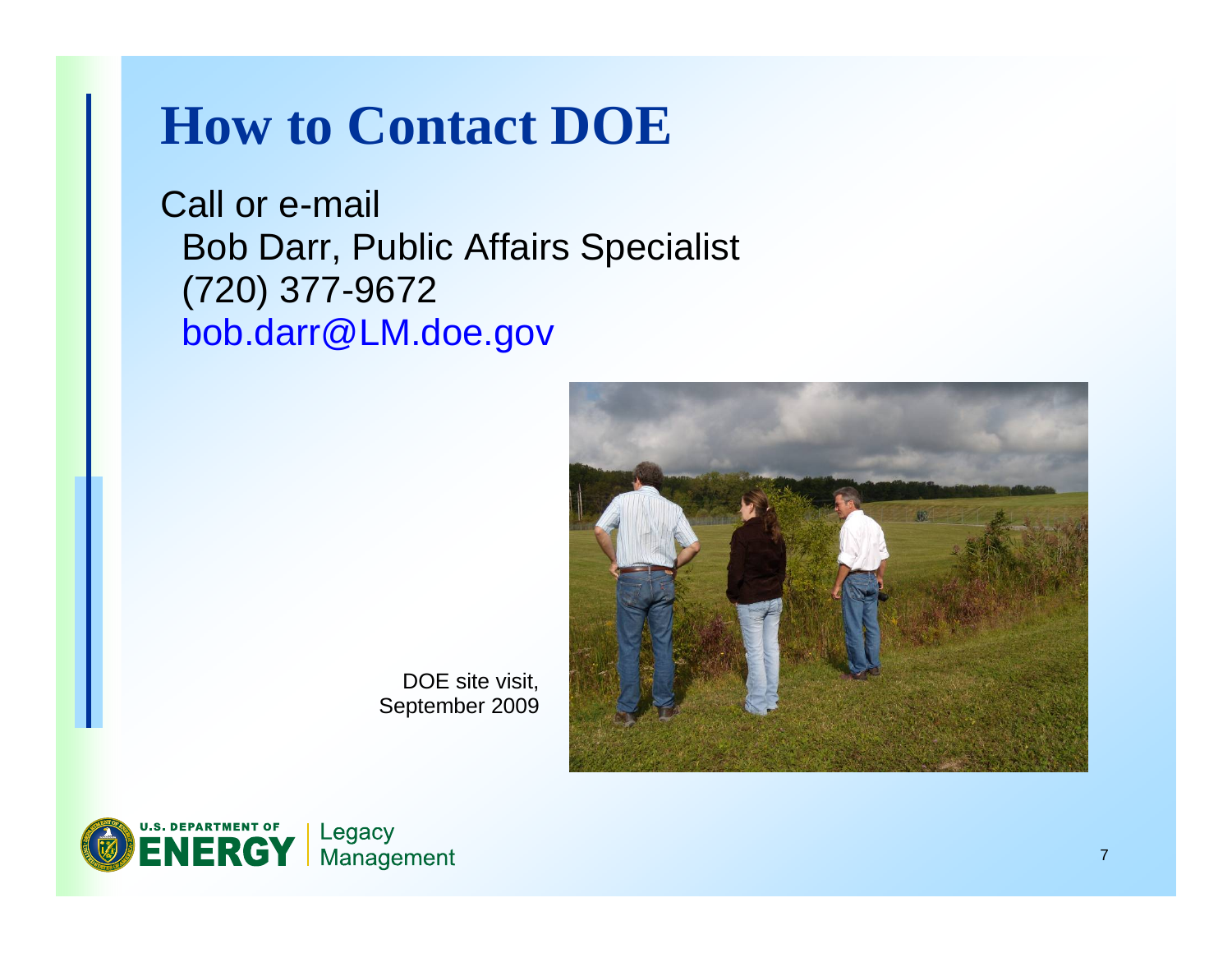# How to Contact DOE

Call or e-mail

Bob Darr, Public Affairs Specialist
(720) 377-9672
bob.darr@LM.doe.gov

DOE site visit, September 2009

U.S. DEPARTMENT OF ENERGY | Legacy Management